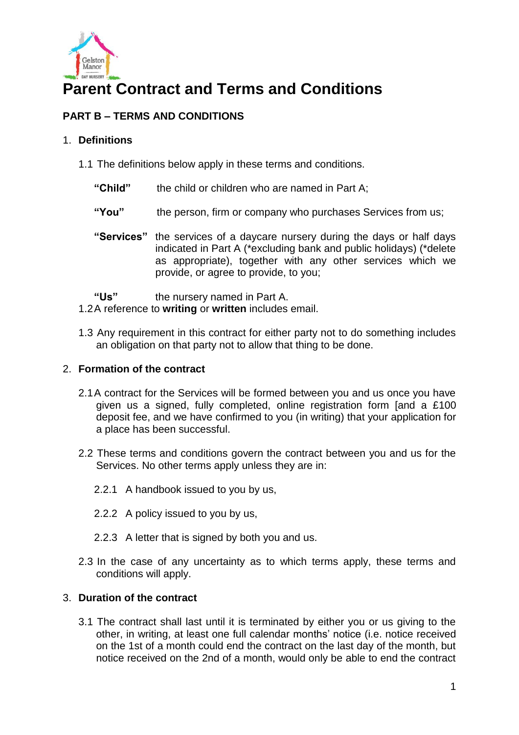# Parent Contract and Terms and Conditions

## PART B – TERMS AND CONDITIONS

### 1. Definitions

1.1 The definitions below apply in these terms and conditions.

**"Child"** the child or children who are named in Part A;

**"You"** the person, firm or company who purchases Services from us;

**"Services"** the services of a daycare nursery during the days or half days indicated in Part A (*excluding bank and public holidays) (*delete as appropriate), together with any other services which we provide, or agree to provide, to you;

**"Us"** the nursery named in Part A.

1.2 A reference to **writing** or **written** includes email.

1.3 Any requirement in this contract for either party not to do something includes an obligation on that party not to allow that thing to be done.

### 2. Formation of the contract

2.1 A contract for the Services will be formed between you and us once you have given us a signed, fully completed, online registration form [and a £100 deposit fee, and we have confirmed to you (in writing) that your application for a place has been successful.

2.2 These terms and conditions govern the contract between you and us for the Services. No other terms apply unless they are in:

2.2.1 A handbook issued to you by us,

2.2.2 A policy issued to you by us,

2.2.3 A letter that is signed by both you and us.

2.3 In the case of any uncertainty as to which terms apply, these terms and conditions will apply.

### 3. Duration of the contract

3.1 The contract shall last until it is terminated by either you or us giving to the other, in writing, at least one full calendar months' notice (i.e. notice received on the 1st of a month could end the contract on the last day of the month, but notice received on the 2nd of a month, would only be able to end the contract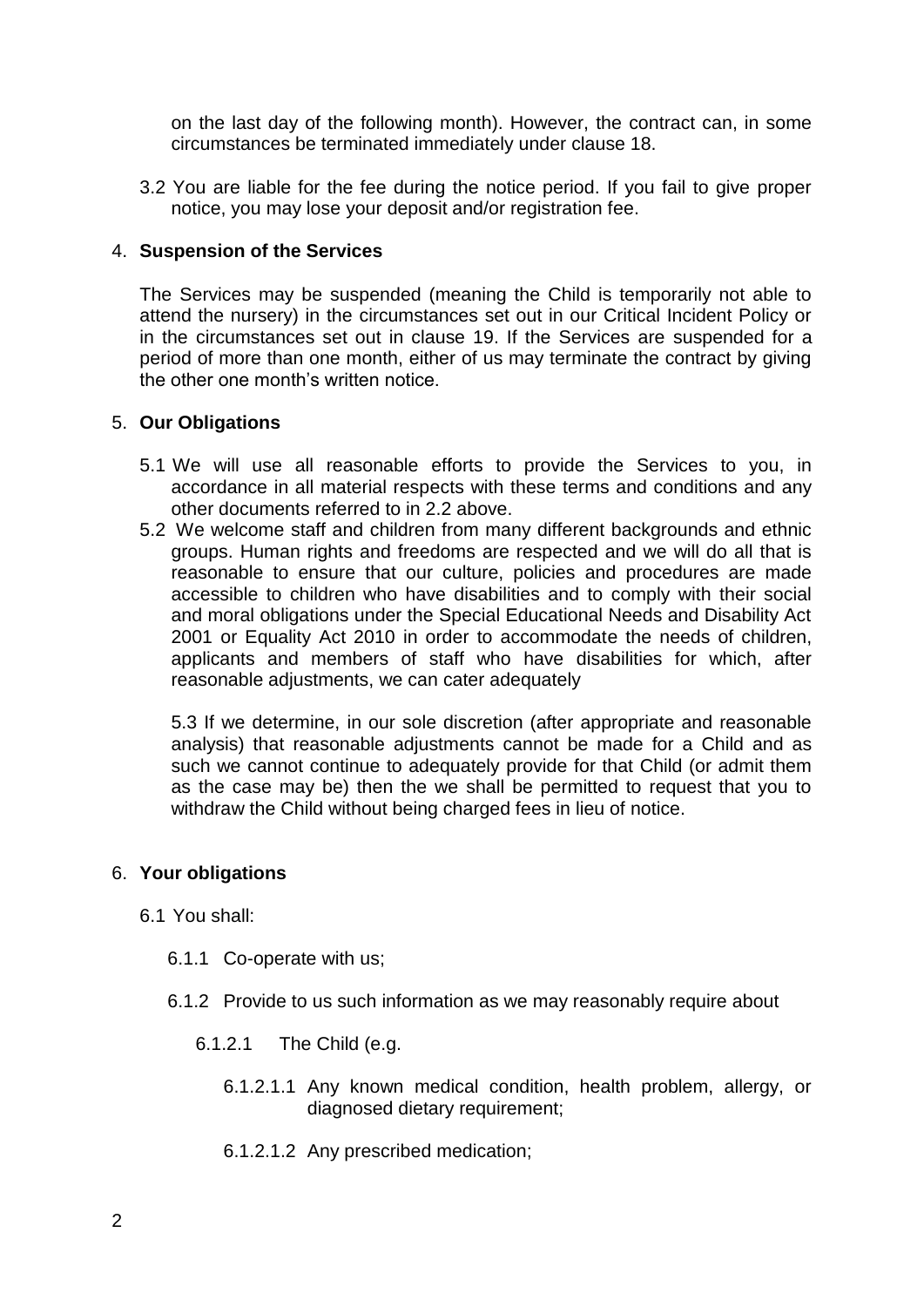on the last day of the following month). However, the contract can, in some circumstances be terminated immediately under clause 18.

3.2 You are liable for the fee during the notice period. If you fail to give proper notice, you may lose your deposit and/or registration fee.

## 4. **Suspension of the Services**

The Services may be suspended (meaning the Child is temporarily not able to attend the nursery) in the circumstances set out in our Critical Incident Policy or in the circumstances set out in clause 19. If the Services are suspended for a period of more than one month, either of us may terminate the contract by giving the other one month's written notice.

## 5. **Our Obligations**

5.1 We will use all reasonable efforts to provide the Services to you, in accordance in all material respects with these terms and conditions and any other documents referred to in 2.2 above.

5.2 We welcome staff and children from many different backgrounds and ethnic groups. Human rights and freedoms are respected and we will do all that is reasonable to ensure that our culture, policies and procedures are made accessible to children who have disabilities and to comply with their social and moral obligations under the Special Educational Needs and Disability Act 2001 or Equality Act 2010 in order to accommodate the needs of children, applicants and members of staff who have disabilities for which, after reasonable adjustments, we can cater adequately

5.3 If we determine, in our sole discretion (after appropriate and reasonable analysis) that reasonable adjustments cannot be made for a Child and as such we cannot continue to adequately provide for that Child (or admit them as the case may be) then the we shall be permitted to request that you to withdraw the Child without being charged fees in lieu of notice.

## 6. **Your obligations**

6.1 You shall:

6.1.1 Co-operate with us;

6.1.2 Provide to us such information as we may reasonably require about

6.1.2.1 The Child (e.g.

6.1.2.1.1 Any known medical condition, health problem, allergy, or diagnosed dietary requirement;

6.1.2.1.2 Any prescribed medication;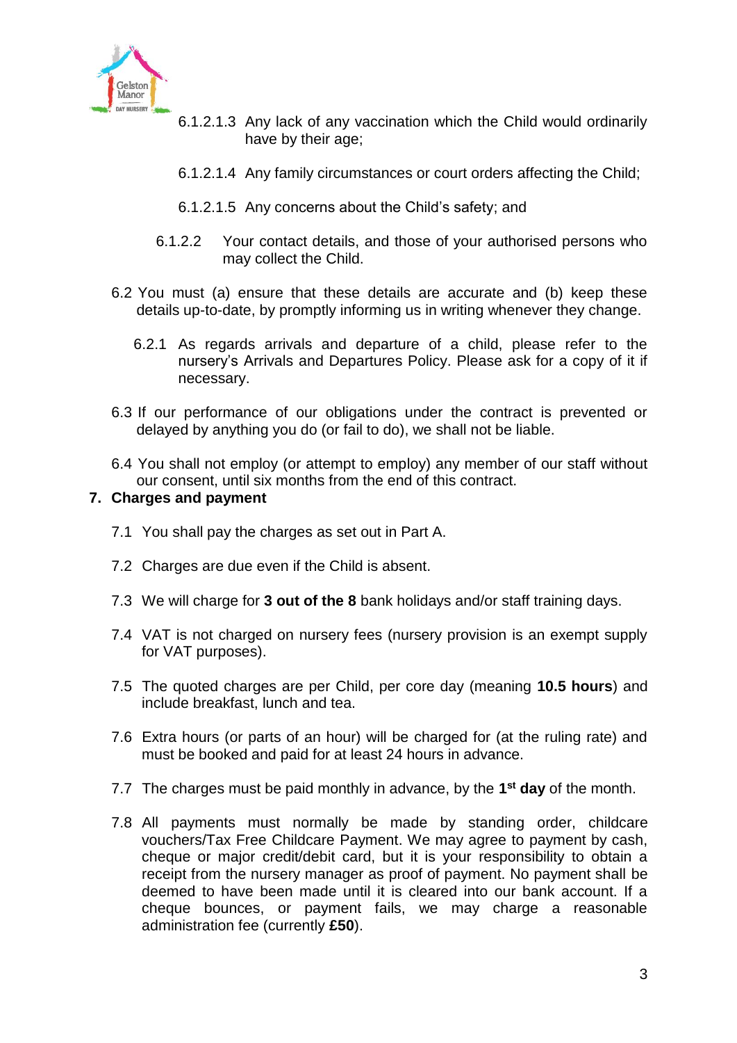6.1.2.1.3 Any lack of any vaccination which the Child would ordinarily have by their age;

6.1.2.1.4 Any family circumstances or court orders affecting the Child;

6.1.2.1.5 Any concerns about the Child's safety; and

6.1.2.2 Your contact details, and those of your authorised persons who may collect the Child.

6.2 You must (a) ensure that these details are accurate and (b) keep these details up-to-date, by promptly informing us in writing whenever they change.

6.2.1 As regards arrivals and departure of a child, please refer to the nursery's Arrivals and Departures Policy. Please ask for a copy of it if necessary.

6.3 If our performance of our obligations under the contract is prevented or delayed by anything you do (or fail to do), we shall not be liable.

6.4 You shall not employ (or attempt to employ) any member of our staff without our consent, until six months from the end of this contract.

## 7. Charges and payment

7.1 You shall pay the charges as set out in Part A.

7.2 Charges are due even if the Child is absent.

7.3 We will charge for **3 out of the 8** bank holidays and/or staff training days.

7.4 VAT is not charged on nursery fees (nursery provision is an exempt supply for VAT purposes).

7.5 The quoted charges are per Child, per core day (meaning **10.5 hours**) and include breakfast, lunch and tea.

7.6 Extra hours (or parts of an hour) will be charged for (at the ruling rate) and must be booked and paid for at least 24 hours in advance.

7.7 The charges must be paid monthly in advance, by the **1st day** of the month.

7.8 All payments must normally be made by standing order, childcare vouchers/Tax Free Childcare Payment. We may agree to payment by cash, cheque or major credit/debit card, but it is your responsibility to obtain a receipt from the nursery manager as proof of payment. No payment shall be deemed to have been made until it is cleared into our bank account. If a cheque bounces, or payment fails, we may charge a reasonable administration fee (currently **£50**).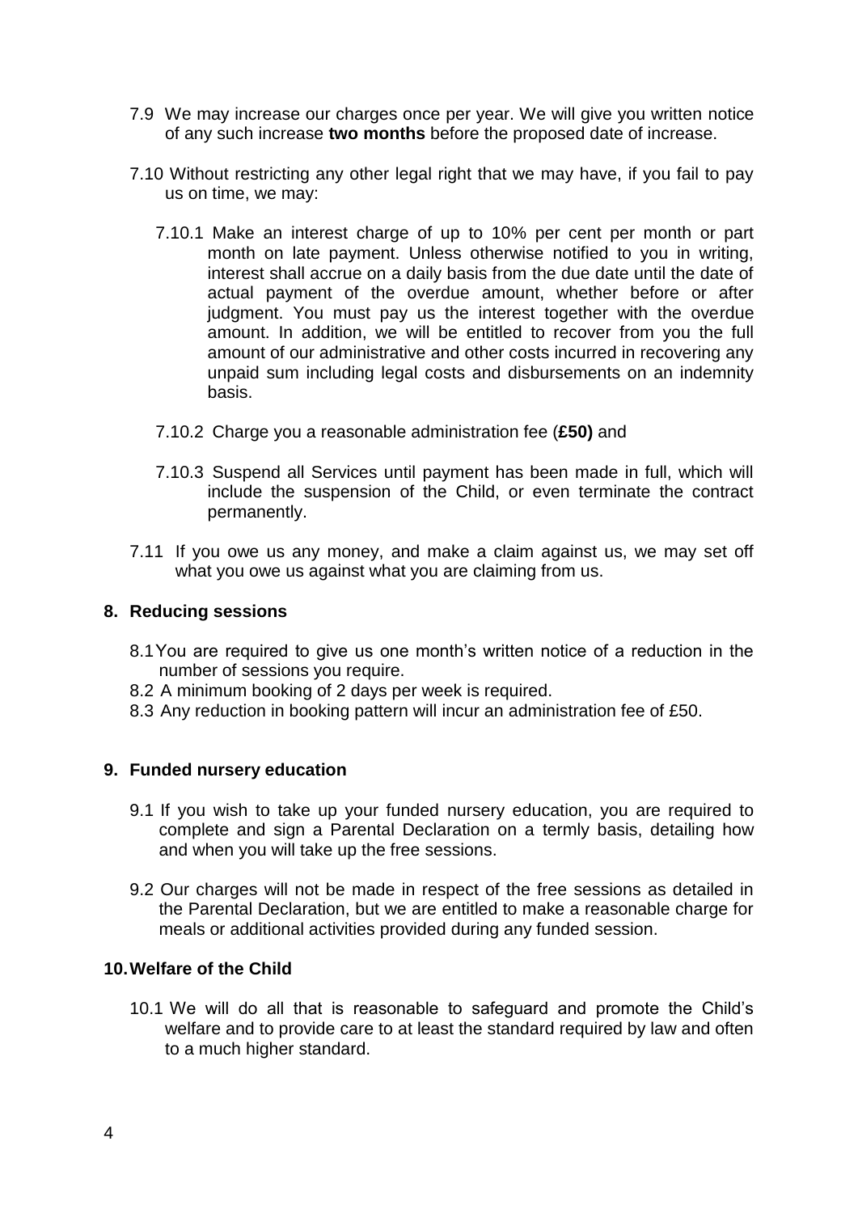7.9 We may increase our charges once per year. We will give you written notice of any such increase **two months** before the proposed date of increase.

7.10 Without restricting any other legal right that we may have, if you fail to pay us on time, we may:

7.10.1 Make an interest charge of up to 10% per cent per month or part month on late payment. Unless otherwise notified to you in writing, interest shall accrue on a daily basis from the due date until the date of actual payment of the overdue amount, whether before or after judgment. You must pay us the interest together with the overdue amount. In addition, we will be entitled to recover from you the full amount of our administrative and other costs incurred in recovering any unpaid sum including legal costs and disbursements on an indemnity basis.

7.10.2 Charge you a reasonable administration fee (**£50)** and

7.10.3 Suspend all Services until payment has been made in full, which will include the suspension of the Child, or even terminate the contract permanently.

7.11 If you owe us any money, and make a claim against us, we may set off what you owe us against what you are claiming from us.

## 8. Reducing sessions

8.1 You are required to give us one month's written notice of a reduction in the number of sessions you require.

8.2 A minimum booking of 2 days per week is required.

8.3 Any reduction in booking pattern will incur an administration fee of £50.

## 9. Funded nursery education

9.1 If you wish to take up your funded nursery education, you are required to complete and sign a Parental Declaration on a termly basis, detailing how and when you will take up the free sessions.

9.2 Our charges will not be made in respect of the free sessions as detailed in the Parental Declaration, but we are entitled to make a reasonable charge for meals or additional activities provided during any funded session.

## 10. Welfare of the Child

10.1 We will do all that is reasonable to safeguard and promote the Child's welfare and to provide care to at least the standard required by law and often to a much higher standard.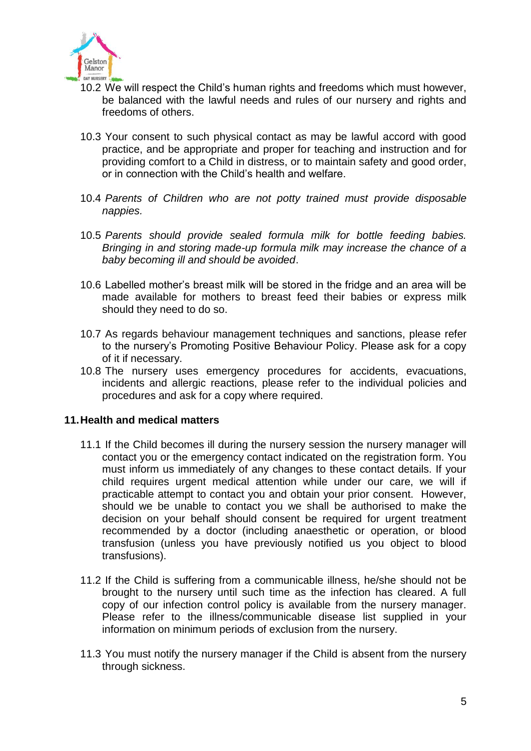10.2 We will respect the Child's human rights and freedoms which must however, be balanced with the lawful needs and rules of our nursery and rights and freedoms of others.

10.3 Your consent to such physical contact as may be lawful accord with good practice, and be appropriate and proper for teaching and instruction and for providing comfort to a Child in distress, or to maintain safety and good order, or in connection with the Child's health and welfare.

10.4 *Parents of Children who are not potty trained must provide disposable nappies.*

10.5 *Parents should provide sealed formula milk for bottle feeding babies. Bringing in and storing made-up formula milk may increase the chance of a baby becoming ill and should be avoided*.

10.6 Labelled mother's breast milk will be stored in the fridge and an area will be made available for mothers to breast feed their babies or express milk should they need to do so.

10.7 As regards behaviour management techniques and sanctions, please refer to the nursery's Promoting Positive Behaviour Policy. Please ask for a copy of it if necessary.

10.8 The nursery uses emergency procedures for accidents, evacuations, incidents and allergic reactions, please refer to the individual policies and procedures and ask for a copy where required.

## 11. Health and medical matters

11.1 If the Child becomes ill during the nursery session the nursery manager will contact you or the emergency contact indicated on the registration form. You must inform us immediately of any changes to these contact details. If your child requires urgent medical attention while under our care, we will if practicable attempt to contact you and obtain your prior consent. However, should we be unable to contact you we shall be authorised to make the decision on your behalf should consent be required for urgent treatment recommended by a doctor (including anaesthetic or operation, or blood transfusion (unless you have previously notified us you object to blood transfusions).

11.2 If the Child is suffering from a communicable illness, he/she should not be brought to the nursery until such time as the infection has cleared. A full copy of our infection control policy is available from the nursery manager. Please refer to the illness/communicable disease list supplied in your information on minimum periods of exclusion from the nursery.

11.3 You must notify the nursery manager if the Child is absent from the nursery through sickness.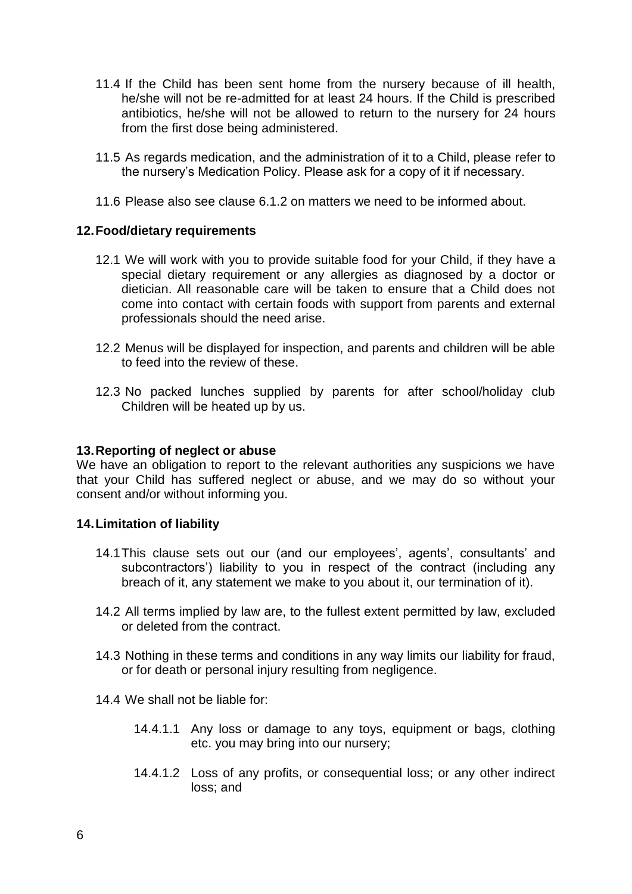11.4 If the Child has been sent home from the nursery because of ill health, he/she will not be re-admitted for at least 24 hours. If the Child is prescribed antibiotics, he/she will not be allowed to return to the nursery for 24 hours from the first dose being administered.

11.5 As regards medication, and the administration of it to a Child, please refer to the nursery's Medication Policy. Please ask for a copy of it if necessary.

11.6 Please also see clause 6.1.2 on matters we need to be informed about.

## 12. Food/dietary requirements

12.1 We will work with you to provide suitable food for your Child, if they have a special dietary requirement or any allergies as diagnosed by a doctor or dietician. All reasonable care will be taken to ensure that a Child does not come into contact with certain foods with support from parents and external professionals should the need arise.

12.2 Menus will be displayed for inspection, and parents and children will be able to feed into the review of these.

12.3 No packed lunches supplied by parents for after school/holiday club Children will be heated up by us.

## 13. Reporting of neglect or abuse

We have an obligation to report to the relevant authorities any suspicions we have that your Child has suffered neglect or abuse, and we may do so without your consent and/or without informing you.

## 14. Limitation of liability

14.1 This clause sets out our (and our employees', agents', consultants' and subcontractors') liability to you in respect of the contract (including any breach of it, any statement we make to you about it, our termination of it).

14.2 All terms implied by law are, to the fullest extent permitted by law, excluded or deleted from the contract.

14.3 Nothing in these terms and conditions in any way limits our liability for fraud, or for death or personal injury resulting from negligence.

14.4 We shall not be liable for:

14.4.1.1 Any loss or damage to any toys, equipment or bags, clothing etc. you may bring into our nursery;

14.4.1.2 Loss of any profits, or consequential loss; or any other indirect loss; and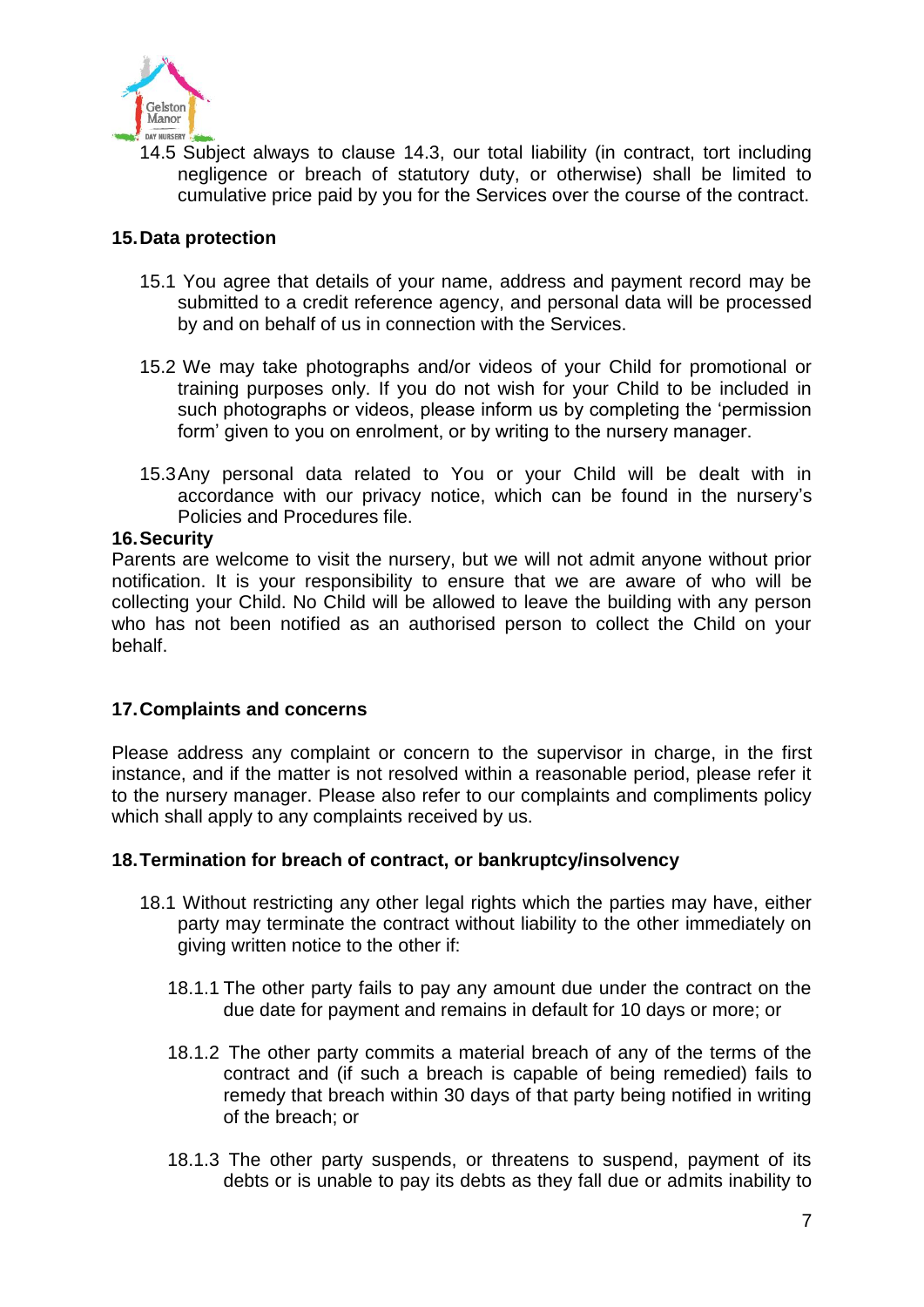14.5 Subject always to clause 14.3, our total liability (in contract, tort including negligence or breach of statutory duty, or otherwise) shall be limited to cumulative price paid by you for the Services over the course of the contract.

## 15. Data protection

15.1 You agree that details of your name, address and payment record may be submitted to a credit reference agency, and personal data will be processed by and on behalf of us in connection with the Services.

15.2 We may take photographs and/or videos of your Child for promotional or training purposes only. If you do not wish for your Child to be included in such photographs or videos, please inform us by completing the 'permission form' given to you on enrolment, or by writing to the nursery manager.

15.3 Any personal data related to You or your Child will be dealt with in accordance with our privacy notice, which can be found in the nursery's Policies and Procedures file.

## 16. Security

Parents are welcome to visit the nursery, but we will not admit anyone without prior notification. It is your responsibility to ensure that we are aware of who will be collecting your Child. No Child will be allowed to leave the building with any person who has not been notified as an authorised person to collect the Child on your behalf.

## 17. Complaints and concerns

Please address any complaint or concern to the supervisor in charge, in the first instance, and if the matter is not resolved within a reasonable period, please refer it to the nursery manager. Please also refer to our complaints and compliments policy which shall apply to any complaints received by us.

## 18. Termination for breach of contract, or bankruptcy/insolvency

18.1 Without restricting any other legal rights which the parties may have, either party may terminate the contract without liability to the other immediately on giving written notice to the other if:

18.1.1 The other party fails to pay any amount due under the contract on the due date for payment and remains in default for 10 days or more; or

18.1.2 The other party commits a material breach of any of the terms of the contract and (if such a breach is capable of being remedied) fails to remedy that breach within 30 days of that party being notified in writing of the breach; or

18.1.3 The other party suspends, or threatens to suspend, payment of its debts or is unable to pay its debts as they fall due or admits inability to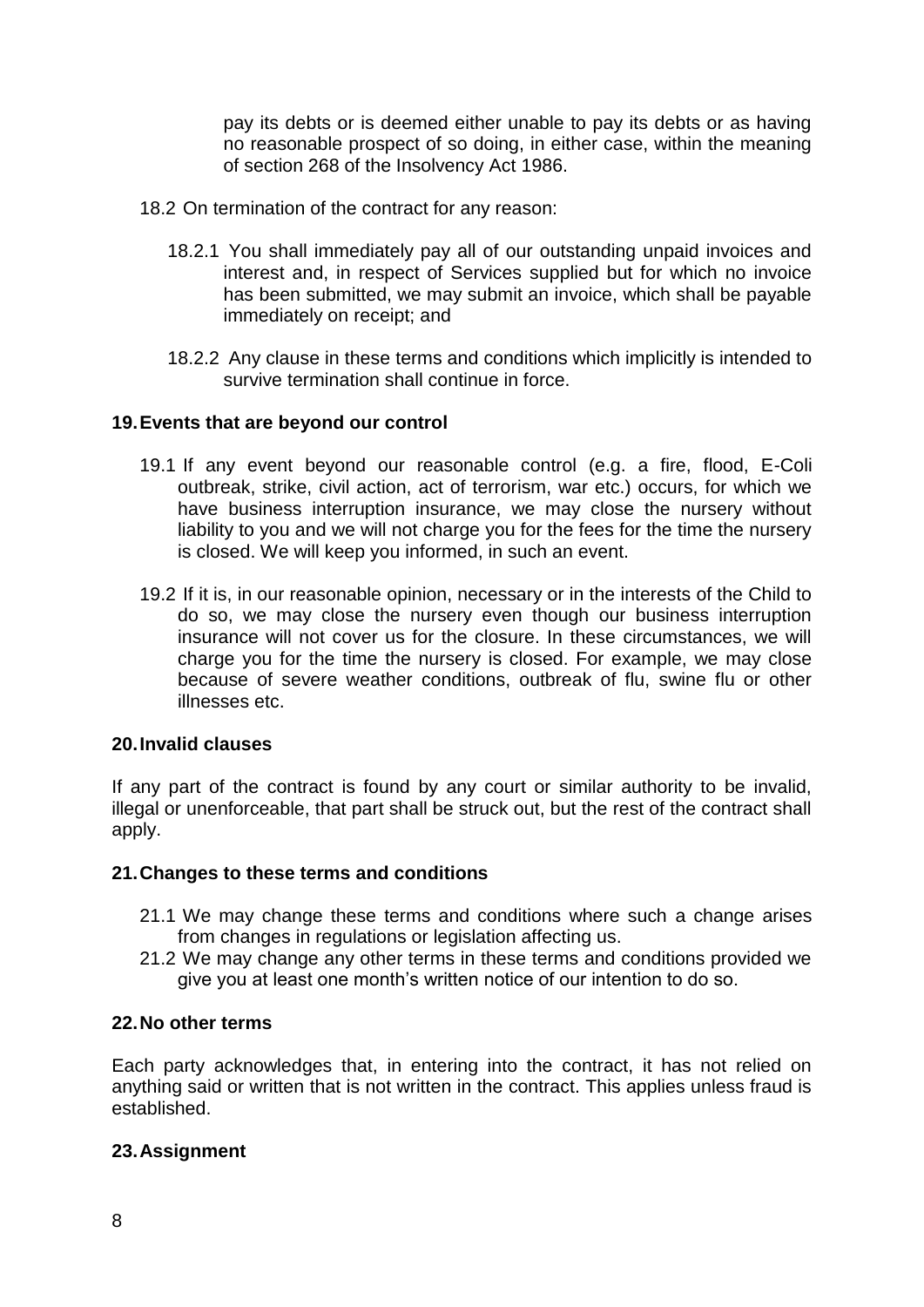pay its debts or is deemed either unable to pay its debts or as having no reasonable prospect of so doing, in either case, within the meaning of section 268 of the Insolvency Act 1986.

18.2 On termination of the contract for any reason:

18.2.1 You shall immediately pay all of our outstanding unpaid invoices and interest and, in respect of Services supplied but for which no invoice has been submitted, we may submit an invoice, which shall be payable immediately on receipt; and

18.2.2 Any clause in these terms and conditions which implicitly is intended to survive termination shall continue in force.

## 19. Events that are beyond our control

19.1 If any event beyond our reasonable control (e.g. a fire, flood, E-Coli outbreak, strike, civil action, act of terrorism, war etc.) occurs, for which we have business interruption insurance, we may close the nursery without liability to you and we will not charge you for the fees for the time the nursery is closed. We will keep you informed, in such an event.

19.2 If it is, in our reasonable opinion, necessary or in the interests of the Child to do so, we may close the nursery even though our business interruption insurance will not cover us for the closure. In these circumstances, we will charge you for the time the nursery is closed. For example, we may close because of severe weather conditions, outbreak of flu, swine flu or other illnesses etc.

## 20. Invalid clauses

If any part of the contract is found by any court or similar authority to be invalid, illegal or unenforceable, that part shall be struck out, but the rest of the contract shall apply.

## 21. Changes to these terms and conditions

21.1 We may change these terms and conditions where such a change arises from changes in regulations or legislation affecting us.

21.2 We may change any other terms in these terms and conditions provided we give you at least one month's written notice of our intention to do so.

## 22. No other terms

Each party acknowledges that, in entering into the contract, it has not relied on anything said or written that is not written in the contract. This applies unless fraud is established.

## 23. Assignment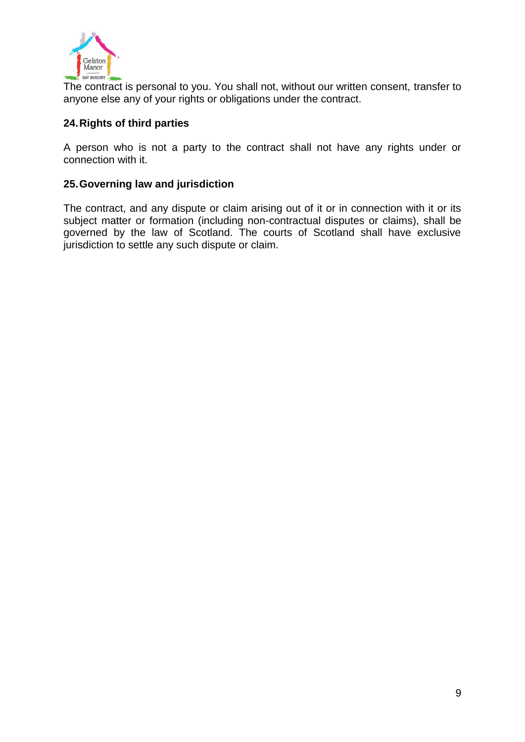The contract is personal to you. You shall not, without our written consent, transfer to anyone else any of your rights or obligations under the contract.

## 24. Rights of third parties

A person who is not a party to the contract shall not have any rights under or connection with it.

## 25. Governing law and jurisdiction

The contract, and any dispute or claim arising out of it or in connection with it or its subject matter or formation (including non-contractual disputes or claims), shall be governed by the law of Scotland. The courts of Scotland shall have exclusive jurisdiction to settle any such dispute or claim.